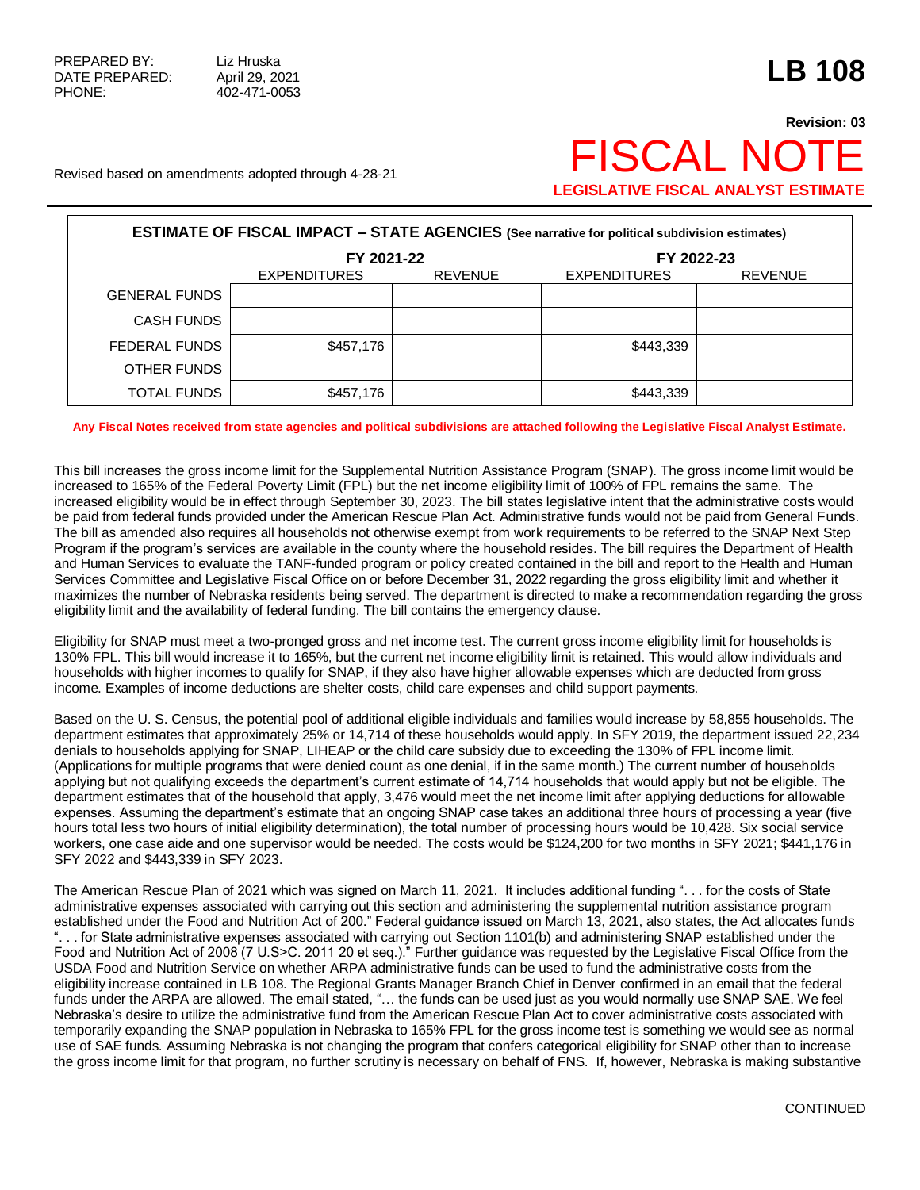PREPARED BY: Liz Hruska
DATE PREPARED: April 29, 2021
PHONE: 402-471-0053

# LB 108

**Revision: 03**

# FISCAL NOTE

**LEGISLATIVE FISCAL ANALYST ESTIMATE**

Revised based on amendments adopted through 4-28-21

**ESTIMATE OF FISCAL IMPACT – STATE AGENCIES (See narrative for political subdivision estimates)**

| | FY 2021-22 | | FY 2022-23 | |
|---|---|---|---|---|
| | EXPENDITURES | REVENUE | EXPENDITURES | REVENUE |
| GENERAL FUNDS | | | | |
| CASH FUNDS | | | | |
| FEDERAL FUNDS | $457,176 | | $443,339 | |
| OTHER FUNDS | | | | |
| TOTAL FUNDS | $457,176 | | $443,339 | |

**Any Fiscal Notes received from state agencies and political subdivisions are attached following the Legislative Fiscal Analyst Estimate.**

This bill increases the gross income limit for the Supplemental Nutrition Assistance Program (SNAP). The gross income limit would be increased to 165% of the Federal Poverty Limit (FPL) but the net income eligibility limit of 100% of FPL remains the same. The increased eligibility would be in effect through September 30, 2023. The bill states legislative intent that the administrative costs would be paid from federal funds provided under the American Rescue Plan Act. Administrative funds would not be paid from General Funds. The bill as amended also requires all households not otherwise exempt from work requirements to be referred to the SNAP Next Step Program if the program's services are available in the county where the household resides. The bill requires the Department of Health and Human Services to evaluate the TANF-funded program or policy created contained in the bill and report to the Health and Human Services Committee and Legislative Fiscal Office on or before December 31, 2022 regarding the gross eligibility limit and whether it maximizes the number of Nebraska residents being served. The department is directed to make a recommendation regarding the gross eligibility limit and the availability of federal funding. The bill contains the emergency clause.

Eligibility for SNAP must meet a two-pronged gross and net income test. The current gross income eligibility limit for households is 130% FPL. This bill would increase it to 165%, but the current net income eligibility limit is retained. This would allow individuals and households with higher incomes to qualify for SNAP, if they also have higher allowable expenses which are deducted from gross income. Examples of income deductions are shelter costs, child care expenses and child support payments.

Based on the U. S. Census, the potential pool of additional eligible individuals and families would increase by 58,855 households. The department estimates that approximately 25% or 14,714 of these households would apply. In SFY 2019, the department issued 22,234 denials to households applying for SNAP, LIHEAP or the child care subsidy due to exceeding the 130% of FPL income limit. (Applications for multiple programs that were denied count as one denial, if in the same month.) The current number of households applying but not qualifying exceeds the department's current estimate of 14,714 households that would apply but not be eligible. The department estimates that of the household that apply, 3,476 would meet the net income limit after applying deductions for allowable expenses. Assuming the department's estimate that an ongoing SNAP case takes an additional three hours of processing a year (five hours total less two hours of initial eligibility determination), the total number of processing hours would be 10,428. Six social service workers, one case aide and one supervisor would be needed. The costs would be $124,200 for two months in SFY 2021; $441,176 in SFY 2022 and $443,339 in SFY 2023.

The American Rescue Plan of 2021 which was signed on March 11, 2021. It includes additional funding ". . . for the costs of State administrative expenses associated with carrying out this section and administering the supplemental nutrition assistance program established under the Food and Nutrition Act of 200." Federal guidance issued on March 13, 2021, also states, the Act allocates funds ". . . for State administrative expenses associated with carrying out Section 1101(b) and administering SNAP established under the Food and Nutrition Act of 2008 (7 U.S>C. 2011 20 et seq.)." Further guidance was requested by the Legislative Fiscal Office from the USDA Food and Nutrition Service on whether ARPA administrative funds can be used to fund the administrative costs from the eligibility increase contained in LB 108. The Regional Grants Manager Branch Chief in Denver confirmed in an email that the federal funds under the ARPA are allowed. The email stated, "… the funds can be used just as you would normally use SNAP SAE. We feel Nebraska's desire to utilize the administrative fund from the American Rescue Plan Act to cover administrative costs associated with temporarily expanding the SNAP population in Nebraska to 165% FPL for the gross income test is something we would see as normal use of SAE funds. Assuming Nebraska is not changing the program that confers categorical eligibility for SNAP other than to increase the gross income limit for that program, no further scrutiny is necessary on behalf of FNS. If, however, Nebraska is making substantive

CONTINUED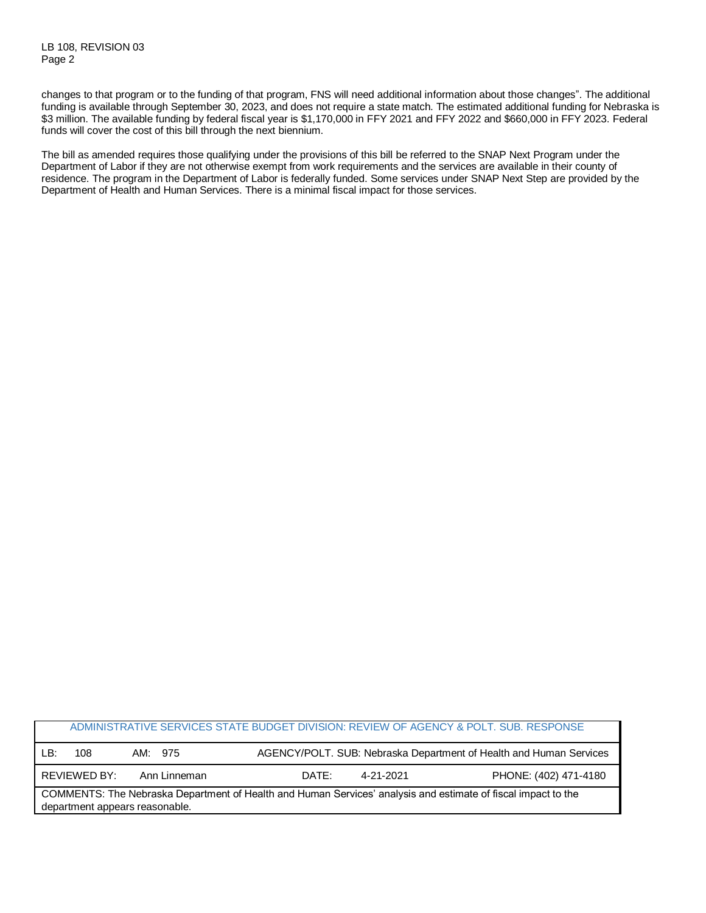changes to that program or to the funding of that program, FNS will need additional information about those changes". The additional funding is available through September 30, 2023, and does not require a state match. The estimated additional funding for Nebraska is $3 million. The available funding by federal fiscal year is $1,170,000 in FFY 2021 and FFY 2022 and $660,000 in FFY 2023. Federal funds will cover the cost of this bill through the next biennium.

The bill as amended requires those qualifying under the provisions of this bill be referred to the SNAP Next Program under the Department of Labor if they are not otherwise exempt from work requirements and the services are available in their county of residence. The program in the Department of Labor is federally funded. Some services under SNAP Next Step are provided by the Department of Health and Human Services. There is a minimal fiscal impact for those services.

| ADMINISTRATIVE SERVICES STATE BUDGET DIVISION: REVIEW OF AGENCY & POLT. SUB. RESPONSE | | | |
|---|---|---|---|
| LB: 108 | AM: 975 | AGENCY/POLT. SUB: Nebraska Department of Health and Human Services | |
| REVIEWED BY: Ann Linneman | | DATE: 4-21-2021 | PHONE: (402) 471-4180 |
| COMMENTS: The Nebraska Department of Health and Human Services' analysis and estimate of fiscal impact to the department appears reasonable. | | | |